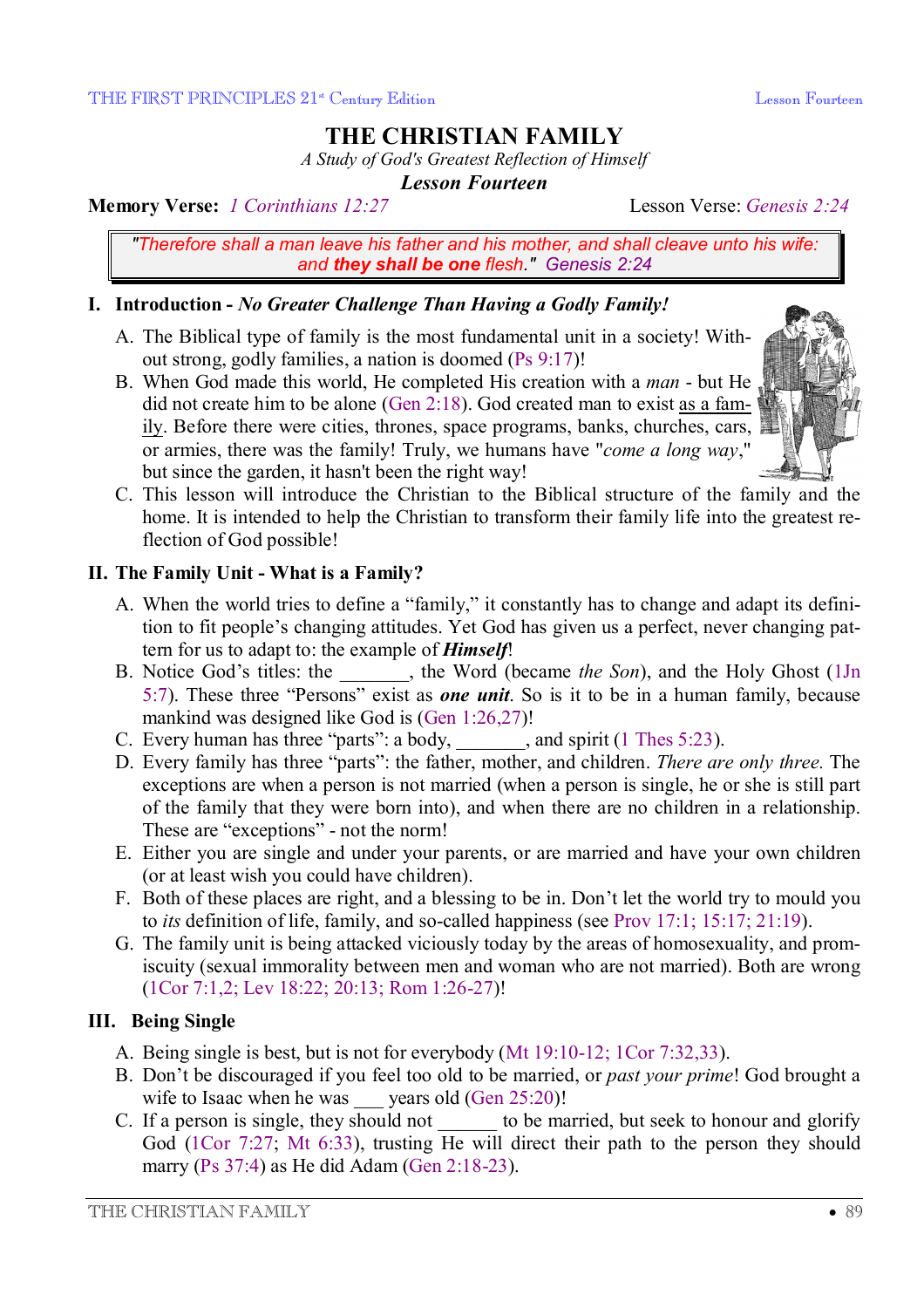# THE CHRISTIAN FAMILY

*A Study of God's Greatest Reflection of Himself*

***Lesson Fourteen***

**Memory Verse:** *1 Corinthians 12:27* Lesson Verse: *Genesis 2:24*

> *"Therefore shall a man leave his father and his mother, and shall cleave unto his wife: and **they shall be one** flesh." Genesis 2:24*

## I. Introduction - *No Greater Challenge Than Having a Godly Family!*

A. The Biblical type of family is the most fundamental unit in a society! Without strong, godly families, a nation is doomed (Ps 9:17)!

B. When God made this world, He completed His creation with a *man* - but He did not create him to be alone (Gen 2:18). God created man to exist as a family. Before there were cities, thrones, space programs, banks, churches, cars, or armies, there was the family! Truly, we humans have "*come a long way*," but since the garden, it hasn't been the right way!

C. This lesson will introduce the Christian to the Biblical structure of the family and the home. It is intended to help the Christian to transform their family life into the greatest reflection of God possible!

## II. The Family Unit - What is a Family?

A. When the world tries to define a "family," it constantly has to change and adapt its definition to fit people's changing attitudes. Yet God has given us a perfect, never changing pattern for us to adapt to: the example of ***Himself***!

B. Notice God's titles: the _______, the Word (became *the Son*), and the Holy Ghost (1Jn 5:7). These three "Persons" exist as ***one unit***. So is it to be in a human family, because mankind was designed like God is (Gen 1:26,27)!

C. Every human has three "parts": a body, _______, and spirit (1 Thes 5:23).

D. Every family has three "parts": the father, mother, and children. *There are only three.* The exceptions are when a person is not married (when a person is single, he or she is still part of the family that they were born into), and when there are no children in a relationship. These are "exceptions" - not the norm!

E. Either you are single and under your parents, or are married and have your own children (or at least wish you could have children).

F. Both of these places are right, and a blessing to be in. Don't let the world try to mould you to *its* definition of life, family, and so-called happiness (see Prov 17:1; 15:17; 21:19).

G. The family unit is being attacked viciously today by the areas of homosexuality, and promiscuity (sexual immorality between men and woman who are not married). Both are wrong (1Cor 7:1,2; Lev 18:22; 20:13; Rom 1:26-27)!

## III. Being Single

A. Being single is best, but is not for everybody (Mt 19:10-12; 1Cor 7:32,33).

B. Don't be discouraged if you feel too old to be married, or *past your prime*! God brought a wife to Isaac when he was ___ years old (Gen 25:20)!

C. If a person is single, they should not ______ to be married, but seek to honour and glorify God (1Cor 7:27; Mt 6:33), trusting He will direct their path to the person they should marry (Ps 37:4) as He did Adam (Gen 2:18-23).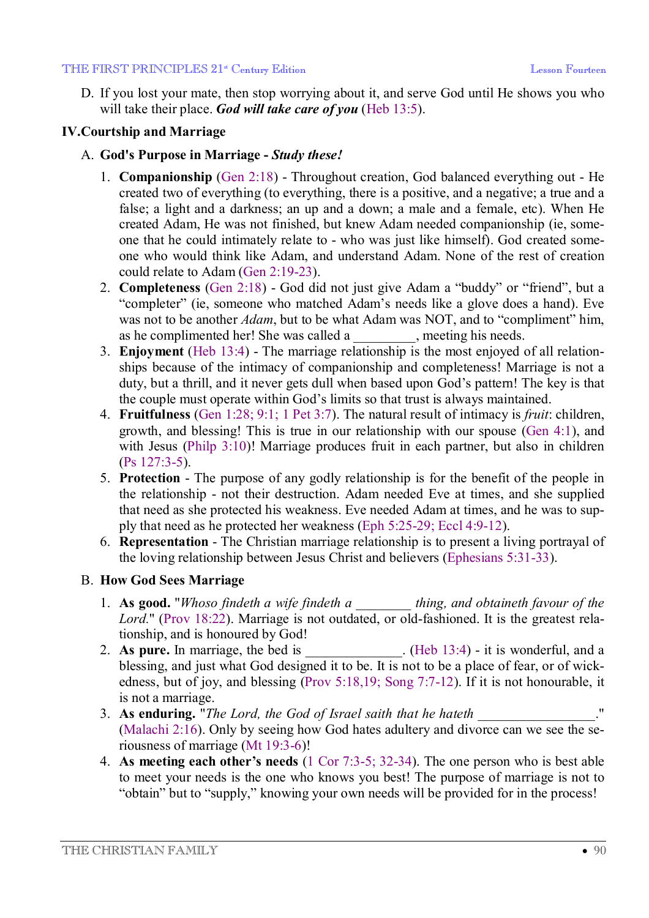D. If you lost your mate, then stop worrying about it, and serve God until He shows you who will take their place. ***God will take care of you*** (Heb 13:5).

## IV. Courtship and Marriage

### A. God's Purpose in Marriage - *Study these!*

1. **Companionship** (Gen 2:18) - Throughout creation, God balanced everything out - He created two of everything (to everything, there is a positive, and a negative; a true and a false; a light and a darkness; an up and a down; a male and a female, etc). When He created Adam, He was not finished, but knew Adam needed companionship (ie, someone that he could intimately relate to - who was just like himself). God created someone who would think like Adam, and understand Adam. None of the rest of creation could relate to Adam (Gen 2:19-23).
2. **Completeness** (Gen 2:18) - God did not just give Adam a "buddy" or "friend", but a "completer" (ie, someone who matched Adam's needs like a glove does a hand). Eve was not to be another *Adam*, but to be what Adam was NOT, and to "compliment" him, as he complimented her! She was called a _________, meeting his needs.
3. **Enjoyment** (Heb 13:4) - The marriage relationship is the most enjoyed of all relationships because of the intimacy of companionship and completeness! Marriage is not a duty, but a thrill, and it never gets dull when based upon God's pattern! The key is that the couple must operate within God's limits so that trust is always maintained.
4. **Fruitfulness** (Gen 1:28; 9:1; 1 Pet 3:7). The natural result of intimacy is *fruit*: children, growth, and blessing! This is true in our relationship with our spouse (Gen 4:1), and with Jesus (Philp 3:10)! Marriage produces fruit in each partner, but also in children (Ps 127:3-5).
5. **Protection** - The purpose of any godly relationship is for the benefit of the people in the relationship - not their destruction. Adam needed Eve at times, and she supplied that need as she protected his weakness. Eve needed Adam at times, and he was to supply that need as he protected her weakness (Eph 5:25-29; Eccl 4:9-12).
6. **Representation** - The Christian marriage relationship is to present a living portrayal of the loving relationship between Jesus Christ and believers (Ephesians 5:31-33).

### B. How God Sees Marriage

1. **As good.** "*Whoso findeth a wife findeth a ________ thing, and obtaineth favour of the Lord.*" (Prov 18:22). Marriage is not outdated, or old-fashioned. It is the greatest relationship, and is honoured by God!
2. **As pure.** In marriage, the bed is _____________. (Heb 13:4) - it is wonderful, and a blessing, and just what God designed it to be. It is not to be a place of fear, or of wickedness, but of joy, and blessing (Prov 5:18,19; Song 7:7-12). If it is not honourable, it is not a marriage.
3. **As enduring.** "*The Lord, the God of Israel saith that he hateth ________________.*" (Malachi 2:16). Only by seeing how God hates adultery and divorce can we see the seriousness of marriage (Mt 19:3-6)!
4. **As meeting each other's needs** (1 Cor 7:3-5; 32-34). The one person who is best able to meet your needs is the one who knows you best! The purpose of marriage is not to "obtain" but to "supply," knowing your own needs will be provided for in the process!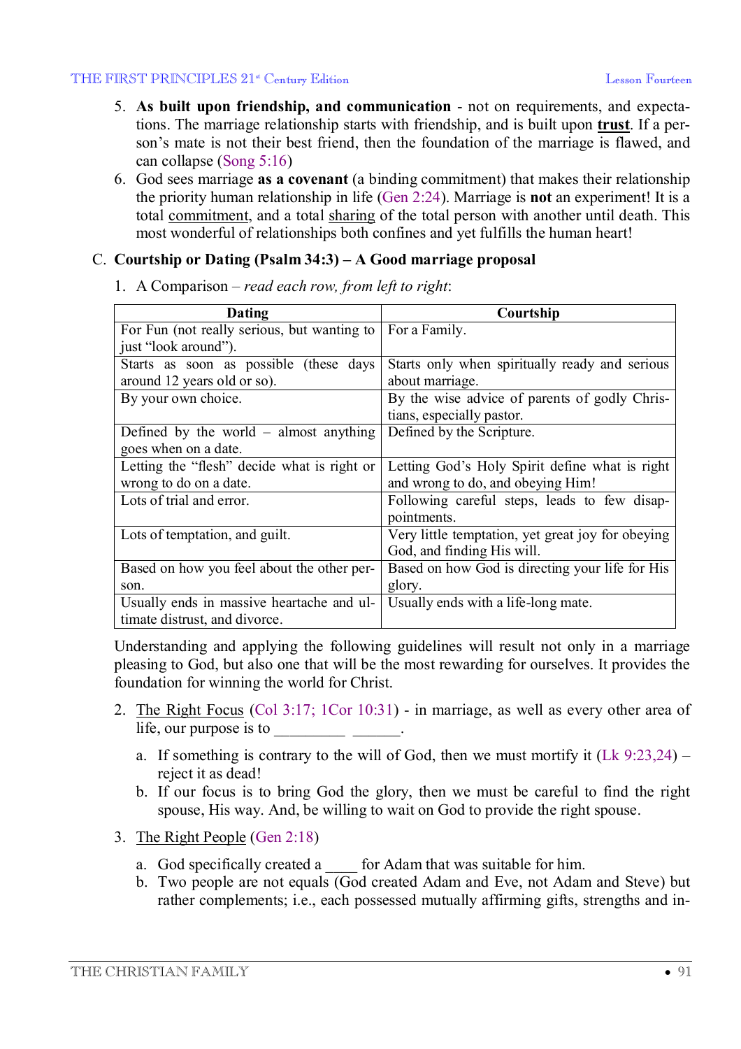5. **As built upon friendship, and communication** - not on requirements, and expectations. The marriage relationship starts with friendship, and is built upon **trust**. If a person's mate is not their best friend, then the foundation of the marriage is flawed, and can collapse (Song 5:16)
6. God sees marriage **as a covenant** (a binding commitment) that makes their relationship the priority human relationship in life (Gen 2:24). Marriage is **not** an experiment! It is a total commitment, and a total sharing of the total person with another until death. This most wonderful of relationships both confines and yet fulfills the human heart!

C. **Courtship or Dating (Psalm 34:3) – A Good marriage proposal**

1. A Comparison – *read each row, from left to right*:

| Dating | Courtship |
|---|---|
| For Fun (not really serious, but wanting to just "look around"). | For a Family. |
| Starts as soon as possible (these days around 12 years old or so). | Starts only when spiritually ready and serious about marriage. |
| By your own choice. | By the wise advice of parents of godly Christians, especially pastor. |
| Defined by the world – almost anything goes when on a date. | Defined by the Scripture. |
| Letting the "flesh" decide what is right or wrong to do on a date. | Letting God's Holy Spirit define what is right and wrong to do, and obeying Him! |
| Lots of trial and error. | Following careful steps, leads to few disappointments. |
| Lots of temptation, and guilt. | Very little temptation, yet great joy for obeying God, and finding His will. |
| Based on how you feel about the other person. | Based on how God is directing your life for His glory. |
| Usually ends in massive heartache and ultimate distrust, and divorce. | Usually ends with a life-long mate. |

Understanding and applying the following guidelines will result not only in a marriage pleasing to God, but also one that will be the most rewarding for ourselves. It provides the foundation for winning the world for Christ.

2. The Right Focus (Col 3:17; 1Cor 10:31) - in marriage, as well as every other area of life, our purpose is to _________ ______.
   a. If something is contrary to the will of God, then we must mortify it (Lk 9:23,24) – reject it as dead!
   b. If our focus is to bring God the glory, then we must be careful to find the right spouse, His way. And, be willing to wait on God to provide the right spouse.
3. The Right People (Gen 2:18)
   a. God specifically created a ____ for Adam that was suitable for him.
   b. Two people are not equals (God created Adam and Eve, not Adam and Steve) but rather complements; i.e., each possessed mutually affirming gifts, strengths and in-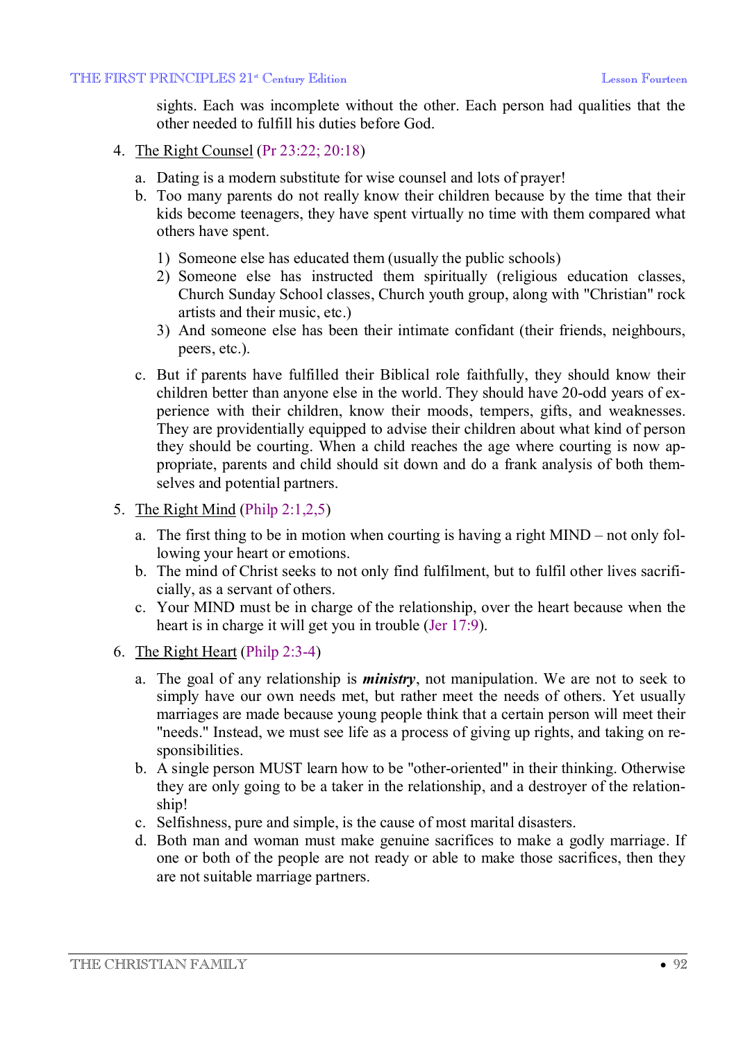sights. Each was incomplete without the other. Each person had qualities that the other needed to fulfill his duties before God.

4. <u>The Right Counsel</u> (Pr 23:22; 20:18)

   a. Dating is a modern substitute for wise counsel and lots of prayer!
   b. Too many parents do not really know their children because by the time that their kids become teenagers, they have spent virtually no time with them compared what others have spent.

      1) Someone else has educated them (usually the public schools)
      2) Someone else has instructed them spiritually (religious education classes, Church Sunday School classes, Church youth group, along with "Christian" rock artists and their music, etc.)
      3) And someone else has been their intimate confidant (their friends, neighbours, peers, etc.).

   c. But if parents have fulfilled their Biblical role faithfully, they should know their children better than anyone else in the world. They should have 20-odd years of experience with their children, know their moods, tempers, gifts, and weaknesses. They are providentially equipped to advise their children about what kind of person they should be courting. When a child reaches the age where courting is now appropriate, parents and child should sit down and do a frank analysis of both themselves and potential partners.

5. <u>The Right Mind</u> (Philp 2:1,2,5)

   a. The first thing to be in motion when courting is having a right MIND – not only following your heart or emotions.
   b. The mind of Christ seeks to not only find fulfilment, but to fulfil other lives sacrificially, as a servant of others.
   c. Your MIND must be in charge of the relationship, over the heart because when the heart is in charge it will get you in trouble (Jer 17:9).

6. <u>The Right Heart</u> (Philp 2:3-4)

   a. The goal of any relationship is ***ministry***, not manipulation. We are not to seek to simply have our own needs met, but rather meet the needs of others. Yet usually marriages are made because young people think that a certain person will meet their "needs." Instead, we must see life as a process of giving up rights, and taking on responsibilities.
   b. A single person MUST learn how to be "other-oriented" in their thinking. Otherwise they are only going to be a taker in the relationship, and a destroyer of the relationship!
   c. Selfishness, pure and simple, is the cause of most marital disasters.
   d. Both man and woman must make genuine sacrifices to make a godly marriage. If one or both of the people are not ready or able to make those sacrifices, then they are not suitable marriage partners.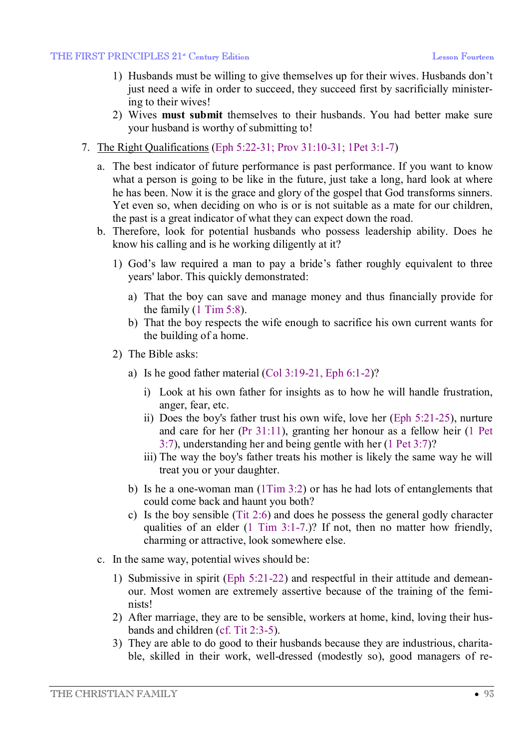1) Husbands must be willing to give themselves up for their wives. Husbands don't just need a wife in order to succeed, they succeed first by sacrificially ministering to their wives!
2) Wives **must submit** themselves to their husbands. You had better make sure your husband is worthy of submitting to!

7. The Right Qualifications (Eph 5:22-31; Prov 31:10-31; 1Pet 3:1-7)

   a. The best indicator of future performance is past performance. If you want to know what a person is going to be like in the future, just take a long, hard look at where he has been. Now it is the grace and glory of the gospel that God transforms sinners. Yet even so, when deciding on who is or is not suitable as a mate for our children, the past is a great indicator of what they can expect down the road.

   b. Therefore, look for potential husbands who possess leadership ability. Does he know his calling and is he working diligently at it?

      1) God's law required a man to pay a bride's father roughly equivalent to three years' labor. This quickly demonstrated:

         a) That the boy can save and manage money and thus financially provide for the family (1 Tim 5:8).
         b) That the boy respects the wife enough to sacrifice his own current wants for the building of a home.

      2) The Bible asks:

         a) Is he good father material (Col 3:19-21, Eph 6:1-2)?

            i) Look at his own father for insights as to how he will handle frustration, anger, fear, etc.
            ii) Does the boy's father trust his own wife, love her (Eph 5:21-25), nurture and care for her (Pr 31:11), granting her honour as a fellow heir (1 Pet 3:7), understanding her and being gentle with her (1 Pet 3:7)?
            iii) The way the boy's father treats his mother is likely the same way he will treat you or your daughter.

         b) Is he a one-woman man (1Tim 3:2) or has he had lots of entanglements that could come back and haunt you both?
         c) Is the boy sensible (Tit 2:6) and does he possess the general godly character qualities of an elder (1 Tim 3:1-7.)? If not, then no matter how friendly, charming or attractive, look somewhere else.

   c. In the same way, potential wives should be:

      1) Submissive in spirit (Eph 5:21-22) and respectful in their attitude and demeanour. Most women are extremely assertive because of the training of the feminists!
      2) After marriage, they are to be sensible, workers at home, kind, loving their husbands and children (cf. Tit 2:3-5).
      3) They are able to do good to their husbands because they are industrious, charitable, skilled in their work, well-dressed (modestly so), good managers of re-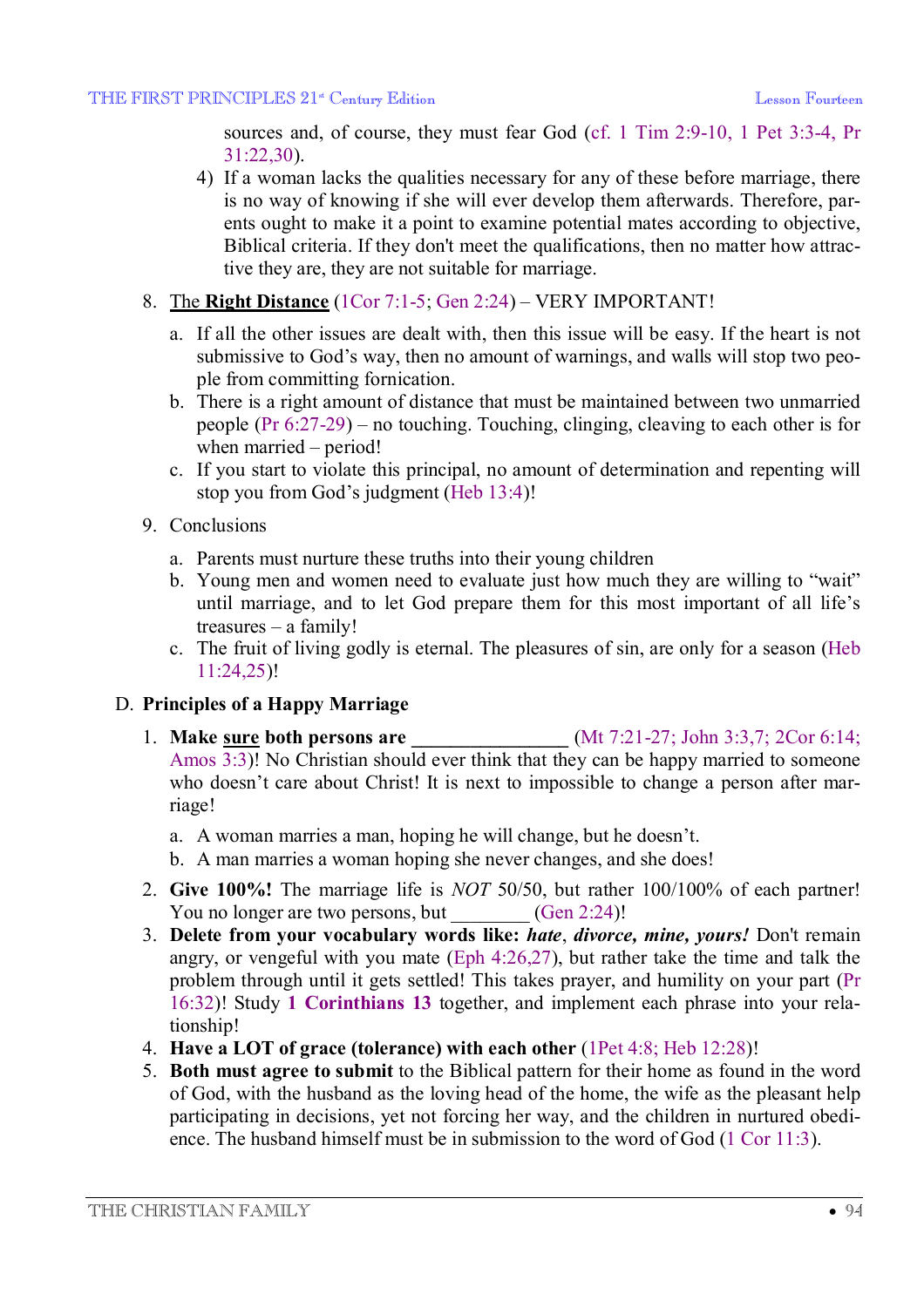sources and, of course, they must fear God (cf. 1 Tim 2:9-10, 1 Pet 3:3-4, Pr 31:22,30).

4) If a woman lacks the qualities necessary for any of these before marriage, there is no way of knowing if she will ever develop them afterwards. Therefore, parents ought to make it a point to examine potential mates according to objective, Biblical criteria. If they don't meet the qualifications, then no matter how attractive they are, they are not suitable for marriage.

8. The **Right Distance** (1Cor 7:1-5; Gen 2:24) – VERY IMPORTANT!

   a. If all the other issues are dealt with, then this issue will be easy. If the heart is not submissive to God's way, then no amount of warnings, and walls will stop two people from committing fornication.
   b. There is a right amount of distance that must be maintained between two unmarried people (Pr 6:27-29) – no touching. Touching, clinging, cleaving to each other is for when married – period!
   c. If you start to violate this principal, no amount of determination and repenting will stop you from God's judgment (Heb 13:4)!

9. Conclusions

   a. Parents must nurture these truths into their young children
   b. Young men and women need to evaluate just how much they are willing to "wait" until marriage, and to let God prepare them for this most important of all life's treasures – a family!
   c. The fruit of living godly is eternal. The pleasures of sin, are only for a season (Heb 11:24,25)!

## D. Principles of a Happy Marriage

1. **Make sure both persons are _______________** (Mt 7:21-27; John 3:3,7; 2Cor 6:14; Amos 3:3)! No Christian should ever think that they can be happy married to someone who doesn't care about Christ! It is next to impossible to change a person after marriage!

   a. A woman marries a man, hoping he will change, but he doesn't.
   b. A man marries a woman hoping she never changes, and she does!

2. **Give 100%!** The marriage life is *NOT* 50/50, but rather 100/100% of each partner! You no longer are two persons, but ________ (Gen 2:24)!
3. **Delete from your vocabulary words like: *hate*, *divorce, mine, yours!*** Don't remain angry, or vengeful with you mate (Eph 4:26,27), but rather take the time and talk the problem through until it gets settled! This takes prayer, and humility on your part (Pr 16:32)! Study **1 Corinthians 13** together, and implement each phrase into your relationship!
4. **Have a LOT of grace (tolerance) with each other** (1Pet 4:8; Heb 12:28)!
5. **Both must agree to submit** to the Biblical pattern for their home as found in the word of God, with the husband as the loving head of the home, the wife as the pleasant help participating in decisions, yet not forcing her way, and the children in nurtured obedience. The husband himself must be in submission to the word of God (1 Cor 11:3).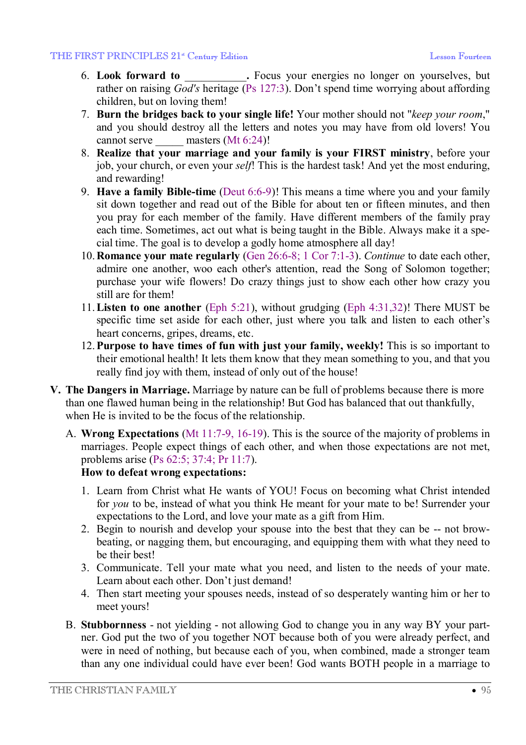6. **Look forward to \_\_\_\_\_\_\_\_\_\_\_.** Focus your energies no longer on yourselves, but rather on raising *God's* heritage (Ps 127:3). Don't spend time worrying about affording children, but on loving them!
7. **Burn the bridges back to your single life!** Your mother should not "*keep your room*," and you should destroy all the letters and notes you may have from old lovers! You cannot serve \_\_\_\_\_ masters (Mt 6:24)!
8. **Realize that your marriage and your family is your FIRST ministry**, before your job, your church, or even your *self*! This is the hardest task! And yet the most enduring, and rewarding!
9. **Have a family Bible-time** (Deut 6:6-9)! This means a time where you and your family sit down together and read out of the Bible for about ten or fifteen minutes, and then you pray for each member of the family. Have different members of the family pray each time. Sometimes, act out what is being taught in the Bible. Always make it a special time. The goal is to develop a godly home atmosphere all day!
10. **Romance your mate regularly** (Gen 26:6-8; 1 Cor 7:1-3). *Continue* to date each other, admire one another, woo each other's attention, read the Song of Solomon together; purchase your wife flowers! Do crazy things just to show each other how crazy you still are for them!
11. **Listen to one another** (Eph 5:21), without grudging (Eph 4:31,32)! There MUST be specific time set aside for each other, just where you talk and listen to each other's heart concerns, gripes, dreams, etc.
12. **Purpose to have times of fun with just your family, weekly!** This is so important to their emotional health! It lets them know that they mean something to you, and that you really find joy with them, instead of only out of the house!

**V. The Dangers in Marriage.** Marriage by nature can be full of problems because there is more than one flawed human being in the relationship! But God has balanced that out thankfully, when He is invited to be the focus of the relationship.

A. **Wrong Expectations** (Mt 11:7-9, 16-19). This is the source of the majority of problems in marriages. People expect things of each other, and when those expectations are not met, problems arise (Ps 62:5; 37:4; Pr 11:7).
**How to defeat wrong expectations:**

1. Learn from Christ what He wants of YOU! Focus on becoming what Christ intended for *you* to be, instead of what you think He meant for your mate to be! Surrender your expectations to the Lord, and love your mate as a gift from Him.
2. Begin to nourish and develop your spouse into the best that they can be -- not brow-beating, or nagging them, but encouraging, and equipping them with what they need to be their best!
3. Communicate. Tell your mate what you need, and listen to the needs of your mate. Learn about each other. Don't just demand!
4. Then start meeting your spouses needs, instead of so desperately wanting him or her to meet yours!

B. **Stubbornness** - not yielding - not allowing God to change you in any way BY your partner. God put the two of you together NOT because both of you were already perfect, and were in need of nothing, but because each of you, when combined, made a stronger team than any one individual could have ever been! God wants BOTH people in a marriage to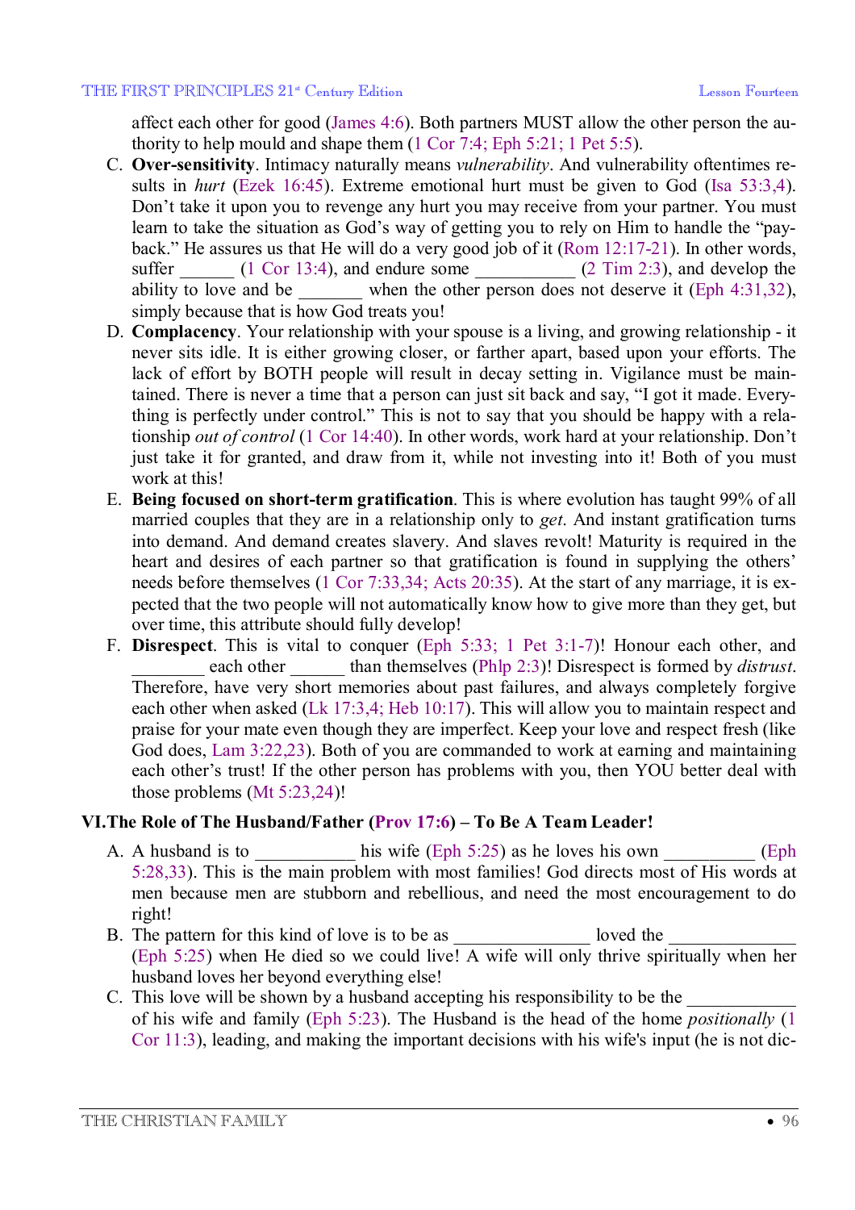affect each other for good (James 4:6). Both partners MUST allow the other person the authority to help mould and shape them (1 Cor 7:4; Eph 5:21; 1 Pet 5:5).

C. **Over-sensitivity**. Intimacy naturally means *vulnerability*. And vulnerability oftentimes results in *hurt* (Ezek 16:45). Extreme emotional hurt must be given to God (Isa 53:3,4). Don't take it upon you to revenge any hurt you may receive from your partner. You must learn to take the situation as God's way of getting you to rely on Him to handle the "payback." He assures us that He will do a very good job of it (Rom 12:17-21). In other words, suffer ______ (1 Cor 13:4), and endure some ___________ (2 Tim 2:3), and develop the ability to love and be _______ when the other person does not deserve it (Eph 4:31,32), simply because that is how God treats you!

D. **Complacency**. Your relationship with your spouse is a living, and growing relationship - it never sits idle. It is either growing closer, or farther apart, based upon your efforts. The lack of effort by BOTH people will result in decay setting in. Vigilance must be maintained. There is never a time that a person can just sit back and say, "I got it made. Everything is perfectly under control." This is not to say that you should be happy with a relationship *out of control* (1 Cor 14:40). In other words, work hard at your relationship. Don't just take it for granted, and draw from it, while not investing into it! Both of you must work at this!

E. **Being focused on short-term gratification**. This is where evolution has taught 99% of all married couples that they are in a relationship only to *get*. And instant gratification turns into demand. And demand creates slavery. And slaves revolt! Maturity is required in the heart and desires of each partner so that gratification is found in supplying the others' needs before themselves (1 Cor 7:33,34; Acts 20:35). At the start of any marriage, it is expected that the two people will not automatically know how to give more than they get, but over time, this attribute should fully develop!

F. **Disrespect**. This is vital to conquer (Eph 5:33; 1 Pet 3:1-7)! Honour each other, and ________ each other ______ than themselves (Phlp 2:3)! Disrespect is formed by *distrust*. Therefore, have very short memories about past failures, and always completely forgive each other when asked (Lk 17:3,4; Heb 10:17). This will allow you to maintain respect and praise for your mate even though they are imperfect. Keep your love and respect fresh (like God does, Lam 3:22,23). Both of you are commanded to work at earning and maintaining each other's trust! If the other person has problems with you, then YOU better deal with those problems (Mt 5:23,24)!

## VI. The Role of The Husband/Father (Prov 17:6) – To Be A Team Leader!

A. A husband is to ___________ his wife (Eph 5:25) as he loves his own __________ (Eph 5:28,33). This is the main problem with most families! God directs most of His words at men because men are stubborn and rebellious, and need the most encouragement to do right!

B. The pattern for this kind of love is to be as ______________ loved the ______________ (Eph 5:25) when He died so we could live! A wife will only thrive spiritually when her husband loves her beyond everything else!

C. This love will be shown by a husband accepting his responsibility to be the ___________ of his wife and family (Eph 5:23). The Husband is the head of the home *positionally* (1 Cor 11:3), leading, and making the important decisions with his wife's input (he is not dic-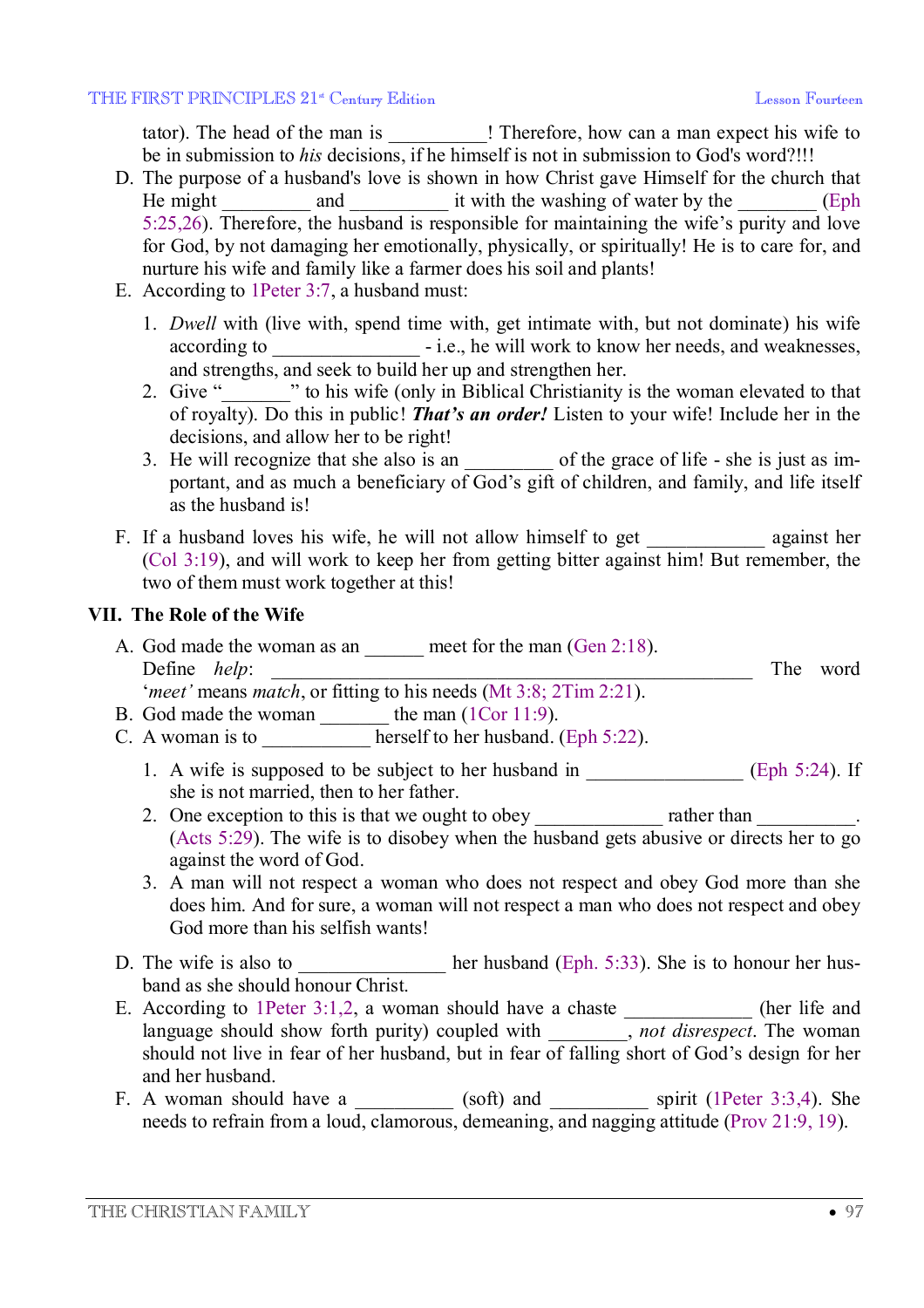tator). The head of the man is __________! Therefore, how can a man expect his wife to be in submission to *his* decisions, if he himself is not in submission to God's word?!!!

D. The purpose of a husband's love is shown in how Christ gave Himself for the church that He might _________ and __________ it with the washing of water by the ________ (Eph 5:25,26). Therefore, the husband is responsible for maintaining the wife's purity and love for God, by not damaging her emotionally, physically, or spiritually! He is to care for, and nurture his wife and family like a farmer does his soil and plants!

E. According to 1Peter 3:7, a husband must:

   1. *Dwell* with (live with, spend time with, get intimate with, but not dominate) his wife according to ______________ - i.e., he will work to know her needs, and weaknesses, and strengths, and seek to build her up and strengthen her.
   2. Give "_______" to his wife (only in Biblical Christianity is the woman elevated to that of royalty). Do this in public! ***That's an order!*** Listen to your wife! Include her in the decisions, and allow her to be right!
   3. He will recognize that she also is an _________ of the grace of life - she is just as important, and as much a beneficiary of God's gift of children, and family, and life itself as the husband is!

F. If a husband loves his wife, he will not allow himself to get ____________ against her (Col 3:19), and will work to keep her from getting bitter against him! But remember, the two of them must work together at this!

## VII. The Role of the Wife

A. God made the woman as an ______ meet for the man (Gen 2:18). Define *help*: ______________________________________________________ The word '*meet'* means *match*, or fitting to his needs (Mt 3:8; 2Tim 2:21).

B. God made the woman _______ the man (1Cor 11:9).

C. A woman is to ___________ herself to her husband. (Eph 5:22).

   1. A wife is supposed to be subject to her husband in ________________ (Eph 5:24). If she is not married, then to her father.
   2. One exception to this is that we ought to obey _____________ rather than __________. (Acts 5:29). The wife is to disobey when the husband gets abusive or directs her to go against the word of God.
   3. A man will not respect a woman who does not respect and obey God more than she does him. And for sure, a woman will not respect a man who does not respect and obey God more than his selfish wants!

D. The wife is also to _______________ her husband (Eph. 5:33). She is to honour her husband as she should honour Christ.

E. According to 1Peter 3:1,2, a woman should have a chaste _____________ (her life and language should show forth purity) coupled with ________, *not disrespect*. The woman should not live in fear of her husband, but in fear of falling short of God's design for her and her husband.

F. A woman should have a __________ (soft) and __________ spirit (1Peter 3:3,4). She needs to refrain from a loud, clamorous, demeaning, and nagging attitude (Prov 21:9, 19).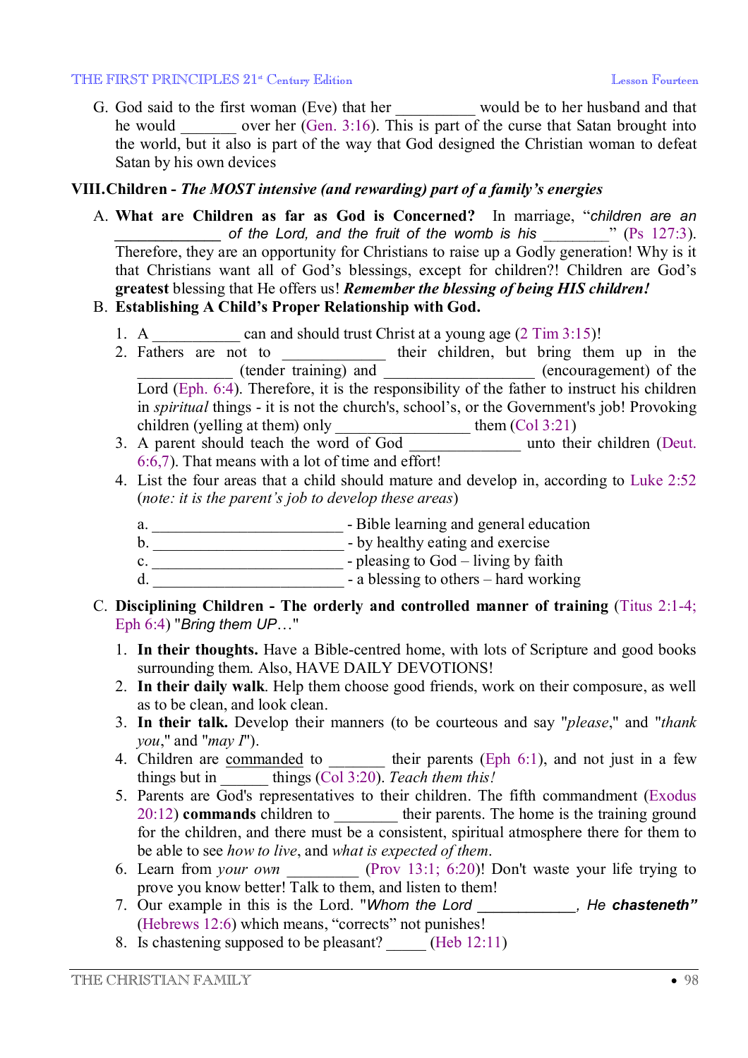G. God said to the first woman (Eve) that her __________ would be to her husband and that he would _______ over her (Gen. 3:16). This is part of the curse that Satan brought into the world, but it also is part of the way that God designed the Christian woman to defeat Satan by his own devices

## VIII. Children - *The MOST intensive (and rewarding) part of a family's energies*

A. **What are Children as far as God is Concerned?** In marriage, "*children are an _____________ of the Lord, and the fruit of the womb is his ________*" (Ps 127:3). Therefore, they are an opportunity for Christians to raise up a Godly generation! Why is it that Christians want all of God's blessings, except for children?! Children are God's **greatest** blessing that He offers us! ***Remember the blessing of being HIS children!***

B. **Establishing A Child's Proper Relationship with God.**

1. A ___________ can and should trust Christ at a young age (2 Tim 3:15)!
2. Fathers are not to ____________ their children, but bring them up in the ___________ (tender training) and __________________ (encouragement) of the Lord (Eph. 6:4). Therefore, it is the responsibility of the father to instruct his children in *spiritual* things - it is not the church's, school's, or the Government's job! Provoking children (yelling at them) only ________________ them (Col 3:21)
3. A parent should teach the word of God _____________ unto their children (Deut. 6:6,7). That means with a lot of time and effort!
4. List the four areas that a child should mature and develop in, according to Luke 2:52 (*note: it is the parent's job to develop these areas*)

   a. _______________________ - Bible learning and general education
   b. _______________________ - by healthy eating and exercise
   c. _______________________ - pleasing to God – living by faith
   d. _______________________ - a blessing to others – hard working

C. **Disciplining Children - The orderly and controlled manner of training** (Titus 2:1-4; Eph 6:4) "*Bring them UP…*"

1. **In their thoughts.** Have a Bible-centred home, with lots of Scripture and good books surrounding them. Also, HAVE DAILY DEVOTIONS!
2. **In their daily walk**. Help them choose good friends, work on their composure, as well as to be clean, and look clean.
3. **In their talk.** Develop their manners (to be courteous and say "*please*," and "*thank you*," and "*may I*").
4. Children are commanded to _______ their parents (Eph 6:1), and not just in a few things but in ______ things (Col 3:20). *Teach them this!*
5. Parents are God's representatives to their children. The fifth commandment (Exodus 20:12) **commands** children to ________ their parents. The home is the training ground for the children, and there must be a consistent, spiritual atmosphere there for them to be able to see *how to live*, and *what is expected of them*.
6. Learn from *your own* _________ (Prov 13:1; 6:20)! Don't waste your life trying to prove you know better! Talk to them, and listen to them!
7. Our example in this is the Lord. "*Whom the Lord ____________, He **chasteneth**"* (Hebrews 12:6) which means, "corrects" not punishes!
8. Is chastening supposed to be pleasant? _____ (Heb 12:11)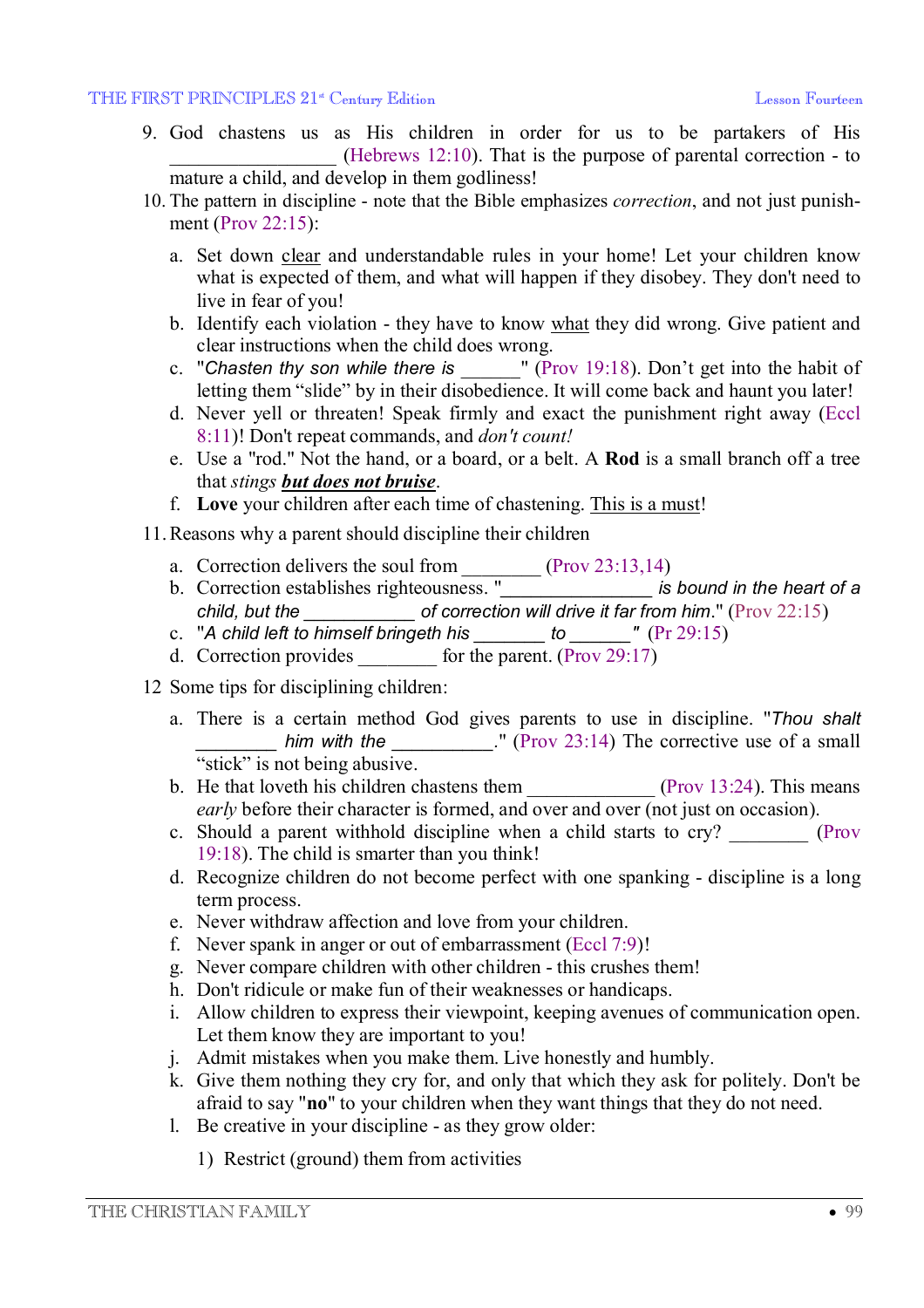9. God chastens us as His children in order for us to be partakers of His \_\_\_\_\_\_\_\_\_\_\_\_\_\_\_\_\_ (Hebrews 12:10). That is the purpose of parental correction - to mature a child, and develop in them godliness!
10. The pattern in discipline - note that the Bible emphasizes *correction*, and not just punishment (Prov 22:15):
    a. Set down <u>clear</u> and understandable rules in your home! Let your children know what is expected of them, and what will happen if they disobey. They don't need to live in fear of you!
    b. Identify each violation - they have to know <u>what</u> they did wrong. Give patient and clear instructions when the child does wrong.
    c. "*Chasten thy son while there is* \_\_\_\_\_\_" (Prov 19:18). Don't get into the habit of letting them "slide" by in their disobedience. It will come back and haunt you later!
    d. Never yell or threaten! Speak firmly and exact the punishment right away (Eccl 8:11)! Don't repeat commands, and *don't count!*
    e. Use a "rod." Not the hand, or a board, or a belt. A **Rod** is a small branch off a tree that *stings* ***<u>but does not bruise</u>***.
    f. **Love** your children after each time of chastening. <u>This is a must</u>!
11. Reasons why a parent should discipline their children
    a. Correction delivers the soul from \_\_\_\_\_\_\_\_ (Prov 23:13,14)
    b. Correction establishes righteousness. "\_\_\_\_\_\_\_\_\_\_\_\_\_\_\_ *is bound in the heart of a child, but the* \_\_\_\_\_\_\_\_\_\_\_ *of correction will drive it far from him*." (Prov 22:15)
    c. "*A child left to himself bringeth his* \_\_\_\_\_\_\_ *to* \_\_\_\_\_\_*"* (Pr 29:15)
    d. Correction provides \_\_\_\_\_\_\_\_ for the parent. (Prov 29:17)
12. Some tips for disciplining children:
    a. There is a certain method God gives parents to use in discipline. "*Thou shalt* \_\_\_\_\_\_\_\_ *him with the* \_\_\_\_\_\_\_\_\_\_." (Prov 23:14) The corrective use of a small "stick" is not being abusive.
    b. He that loveth his children chastens them \_\_\_\_\_\_\_\_\_\_\_\_ (Prov 13:24). This means *early* before their character is formed, and over and over (not just on occasion).
    c. Should a parent withhold discipline when a child starts to cry? \_\_\_\_\_\_\_\_ (Prov 19:18). The child is smarter than you think!
    d. Recognize children do not become perfect with one spanking - discipline is a long term process.
    e. Never withdraw affection and love from your children.
    f. Never spank in anger or out of embarrassment (Eccl 7:9)!
    g. Never compare children with other children - this crushes them!
    h. Don't ridicule or make fun of their weaknesses or handicaps.
    i. Allow children to express their viewpoint, keeping avenues of communication open. Let them know they are important to you!
    j. Admit mistakes when you make them. Live honestly and humbly.
    k. Give them nothing they cry for, and only that which they ask for politely. Don't be afraid to say "**no**" to your children when they want things that they do not need.
    l. Be creative in your discipline - as they grow older:
        1) Restrict (ground) them from activities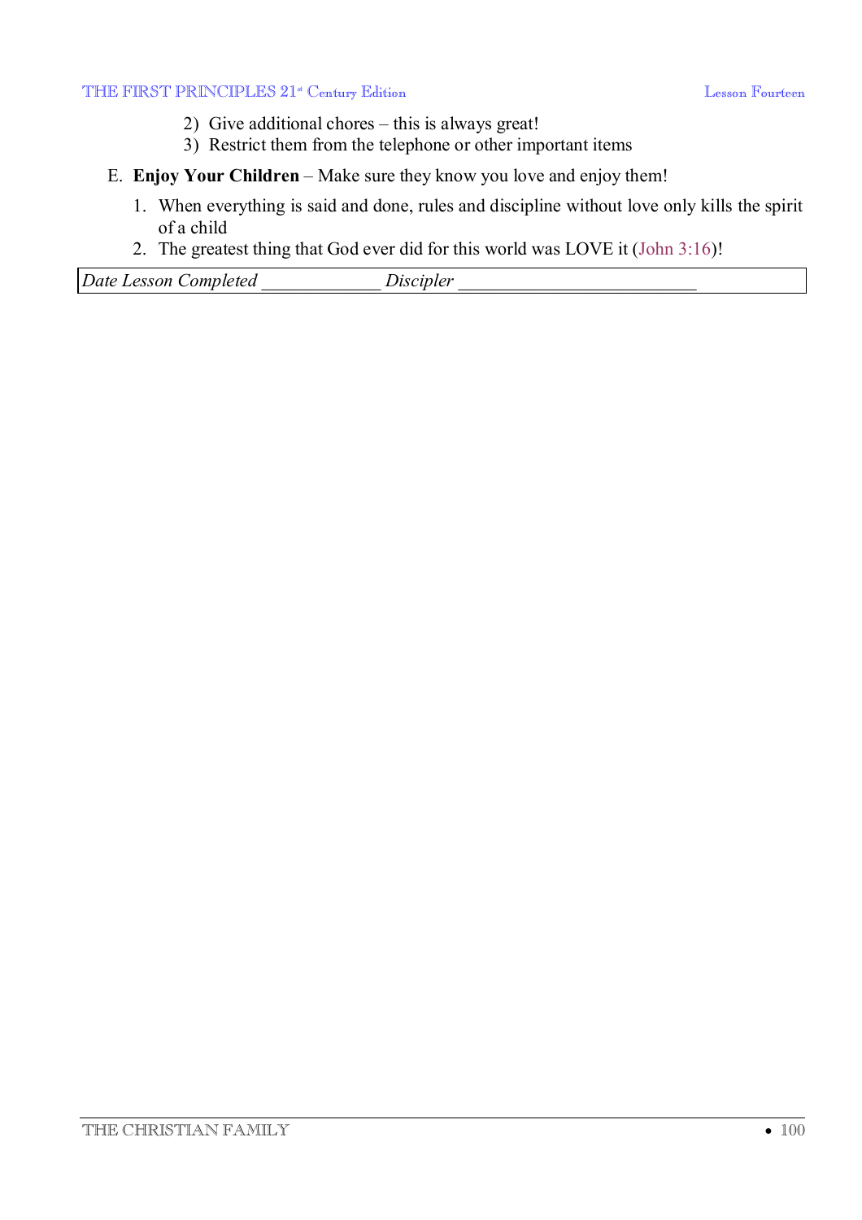2) Give additional chores – this is always great!
3) Restrict them from the telephone or other important items

E. **Enjoy Your Children** – Make sure they know you love and enjoy them!

1. When everything is said and done, rules and discipline without love only kills the spirit of a child
2. The greatest thing that God ever did for this world was LOVE it (John 3:16)!

| | |
|---|---|
| *Date Lesson Completed* _____________ | *Discipler* __________________________ |